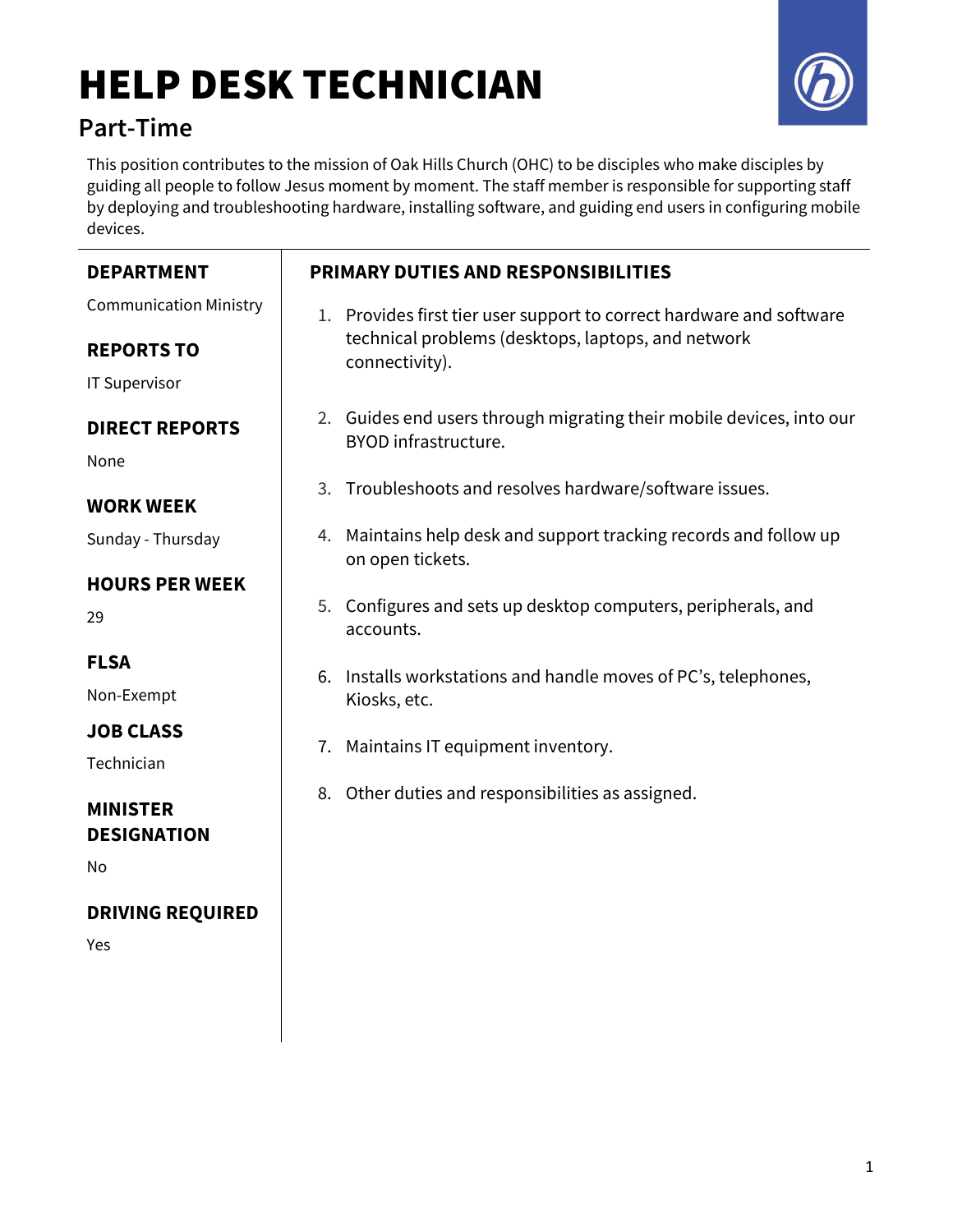# HELP DESK TECHNICIAN

## Part-Time

This position contributes to the mission of Oak Hills Church (OHC) to be disciples who make disciples by guiding all people to follow Jesus moment by moment. The staff member is responsible for supporting staff by deploying and troubleshooting hardware, installing software, and guiding end users in configuring mobile devices.

### DEPARTMENT

Communication Ministry

### REPORTS TO

IT Supervisor

### DIRECT REPORTS

None

### WORK WEEK

Sunday - Thursday

### HOURS PER WEEK

29

### FLSA

Non-Exempt

### JOB CLASS

Technician

### MINISTER DESIGNATION

No

### DRIVING REQUIRED

Yes

### PRIMARY DUTIES AND RESPONSIBILITIES

1. Provides first tier user support to correct hardware and software technical problems (desktops, laptops, and network connectivity).
2. Guides end users through migrating their mobile devices, into our BYOD infrastructure.
3. Troubleshoots and resolves hardware/software issues.
4. Maintains help desk and support tracking records and follow up on open tickets.
5. Configures and sets up desktop computers, peripherals, and accounts.
6. Installs workstations and handle moves of PC's, telephones, Kiosks, etc.
7. Maintains IT equipment inventory.
8. Other duties and responsibilities as assigned.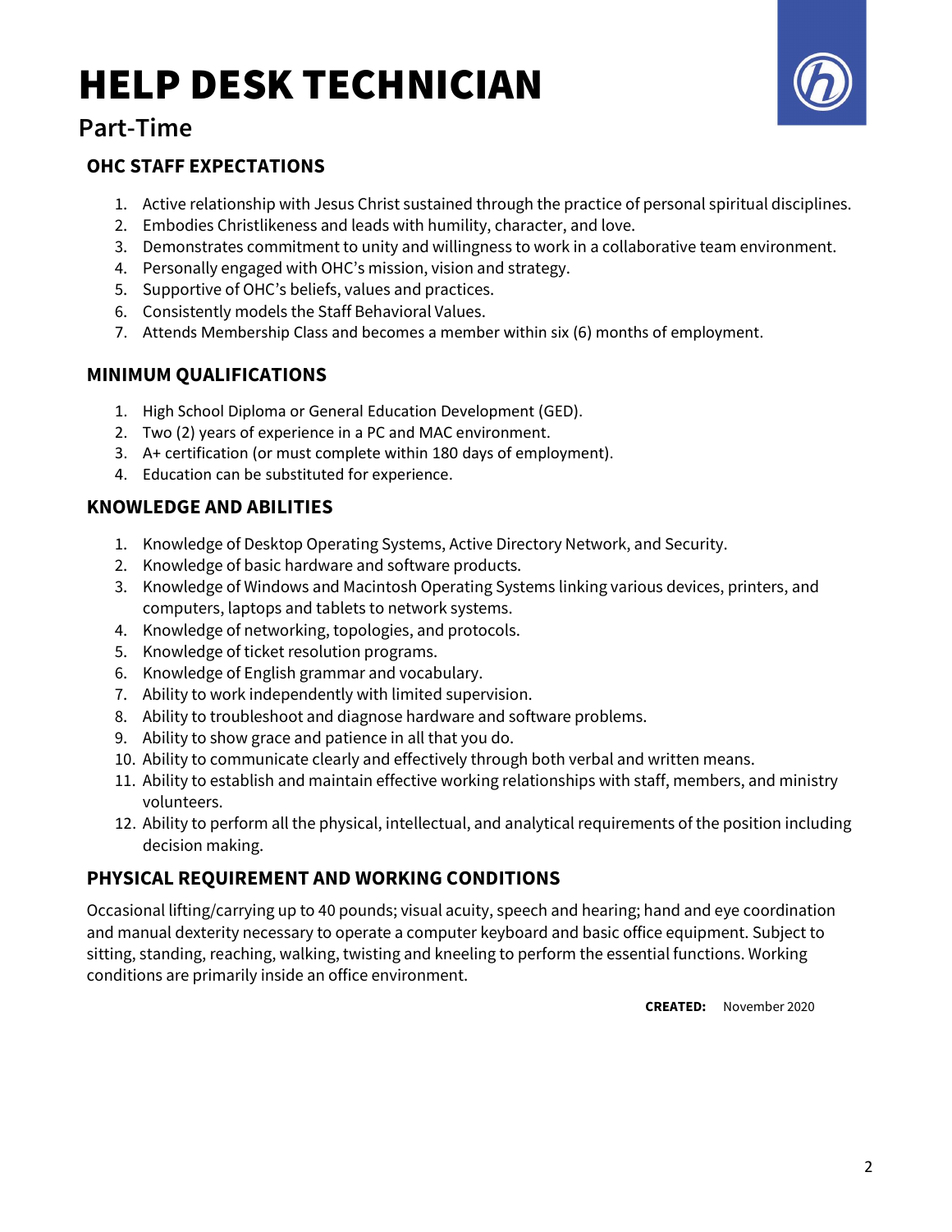# HELP DESK TECHNICIAN

## Part-Time

### OHC STAFF EXPECTATIONS

1. Active relationship with Jesus Christ sustained through the practice of personal spiritual disciplines.
2. Embodies Christlikeness and leads with humility, character, and love.
3. Demonstrates commitment to unity and willingness to work in a collaborative team environment.
4. Personally engaged with OHC's mission, vision and strategy.
5. Supportive of OHC's beliefs, values and practices.
6. Consistently models the Staff Behavioral Values.
7. Attends Membership Class and becomes a member within six (6) months of employment.

### MINIMUM QUALIFICATIONS

1. High School Diploma or General Education Development (GED).
2. Two (2) years of experience in a PC and MAC environment.
3. A+ certification (or must complete within 180 days of employment).
4. Education can be substituted for experience.

### KNOWLEDGE AND ABILITIES

1. Knowledge of Desktop Operating Systems, Active Directory Network, and Security.
2. Knowledge of basic hardware and software products.
3. Knowledge of Windows and Macintosh Operating Systems linking various devices, printers, and computers, laptops and tablets to network systems.
4. Knowledge of networking, topologies, and protocols.
5. Knowledge of ticket resolution programs.
6. Knowledge of English grammar and vocabulary.
7. Ability to work independently with limited supervision.
8. Ability to troubleshoot and diagnose hardware and software problems.
9. Ability to show grace and patience in all that you do.
10. Ability to communicate clearly and effectively through both verbal and written means.
11. Ability to establish and maintain effective working relationships with staff, members, and ministry volunteers.
12. Ability to perform all the physical, intellectual, and analytical requirements of the position including decision making.

### PHYSICAL REQUIREMENT AND WORKING CONDITIONS

Occasional lifting/carrying up to 40 pounds; visual acuity, speech and hearing; hand and eye coordination and manual dexterity necessary to operate a computer keyboard and basic office equipment. Subject to sitting, standing, reaching, walking, twisting and kneeling to perform the essential functions. Working conditions are primarily inside an office environment.

**CREATED:** November 2020